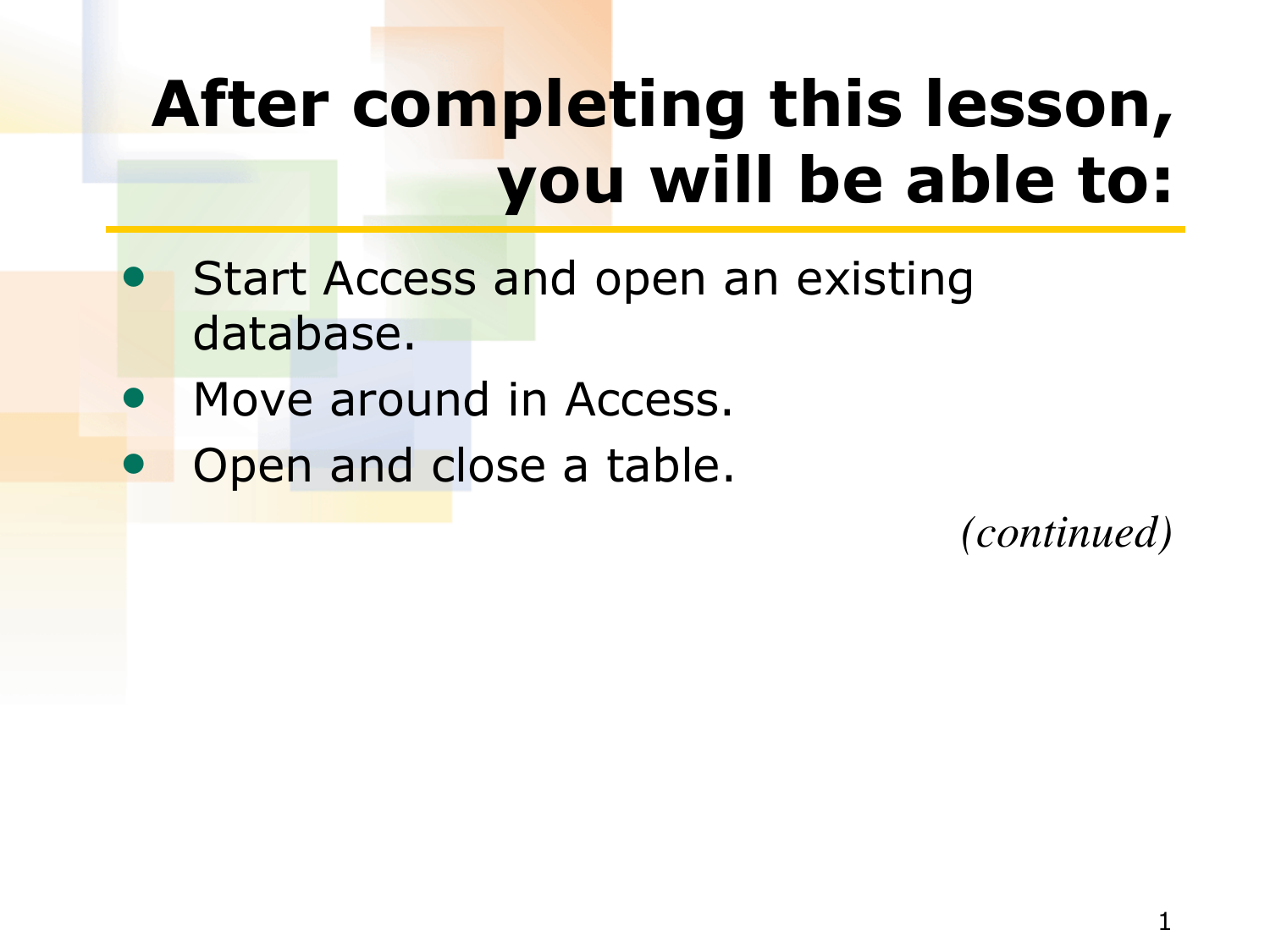# After completing this lesson, you will be able to:

- Start Access and open an existing database.
- Move around in Access.
- Open and close a table.

*(continued)*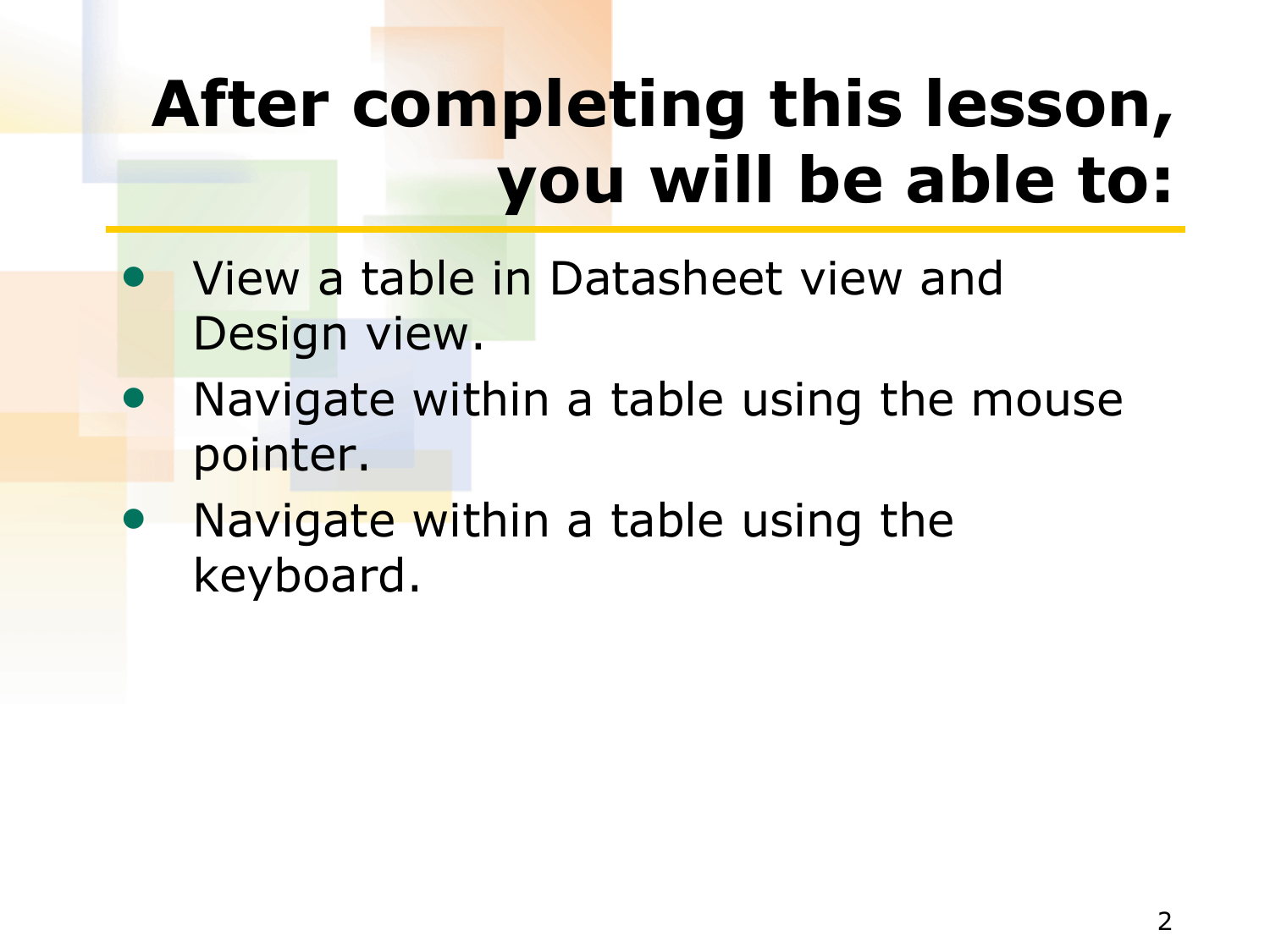# After completing this lesson, you will be able to:

- View a table in Datasheet view and Design view.
- Navigate within a table using the mouse pointer.
- Navigate within a table using the keyboard.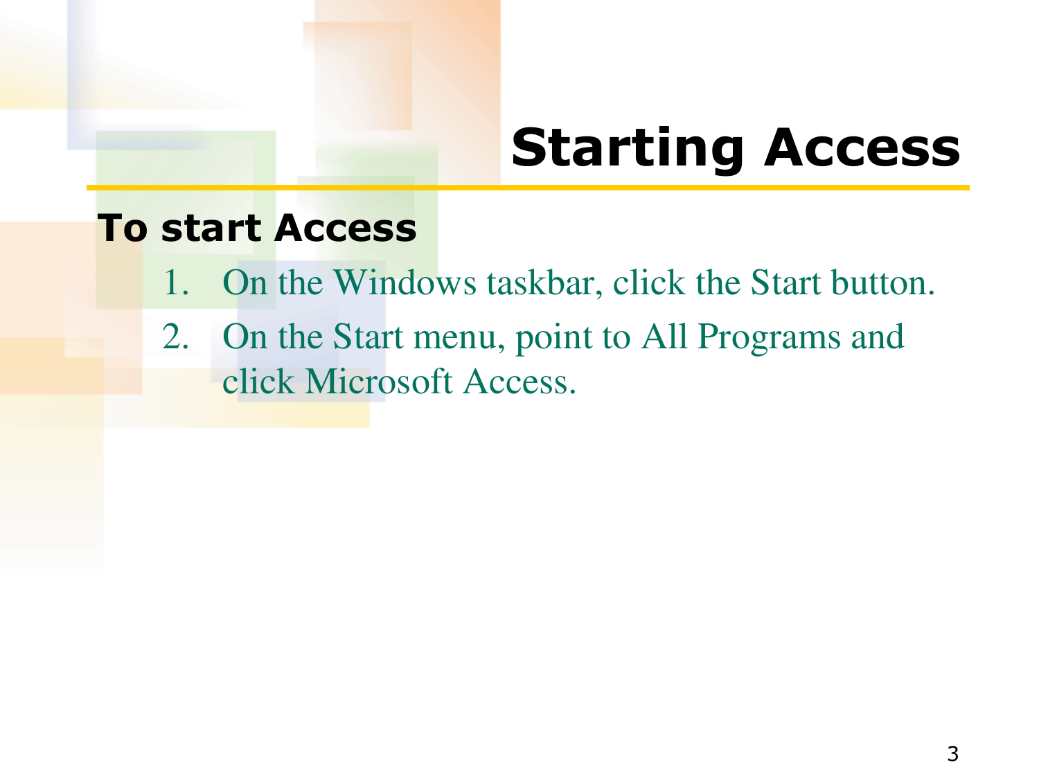# Starting Access

**To start Access**

1. On the Windows taskbar, click the Start button.
2. On the Start menu, point to All Programs and click Microsoft Access.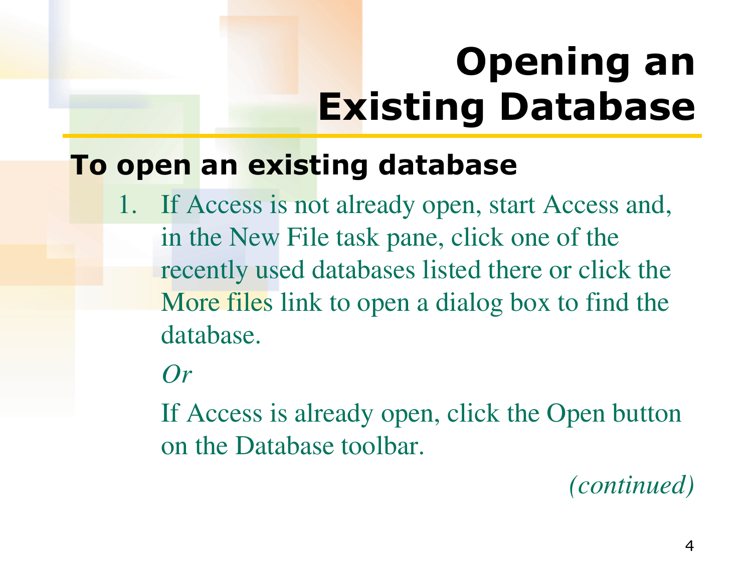# Opening an Existing Database

## To open an existing database

1. If Access is not already open, start Access and, in the New File task pane, click one of the recently used databases listed there or click the More files link to open a dialog box to find the database.

   *Or*

   If Access is already open, click the Open button on the Database toolbar.

*(continued)*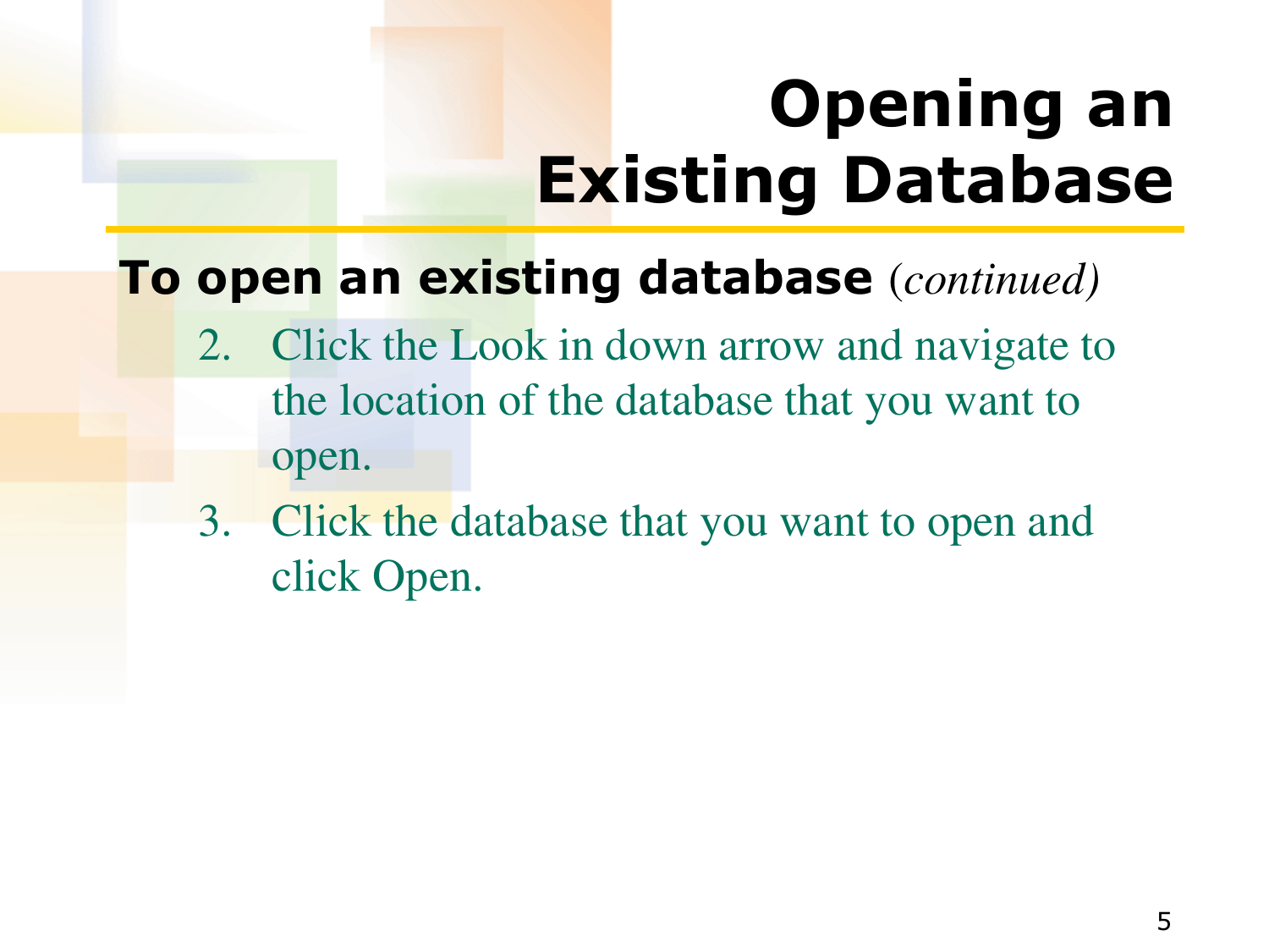# Opening an Existing Database

**To open an existing database** *(continued)*

2. Click the Look in down arrow and navigate to the location of the database that you want to open.
3. Click the database that you want to open and click Open.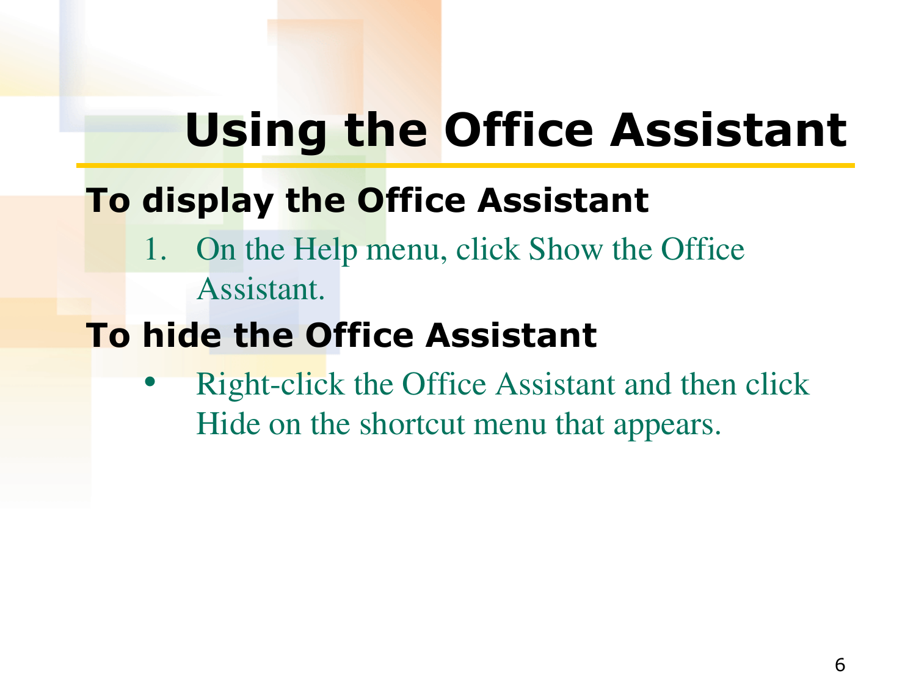# Using the Office Assistant

**To display the Office Assistant**

1. On the Help menu, click Show the Office Assistant.

**To hide the Office Assistant**

- Right-click the Office Assistant and then click Hide on the shortcut menu that appears.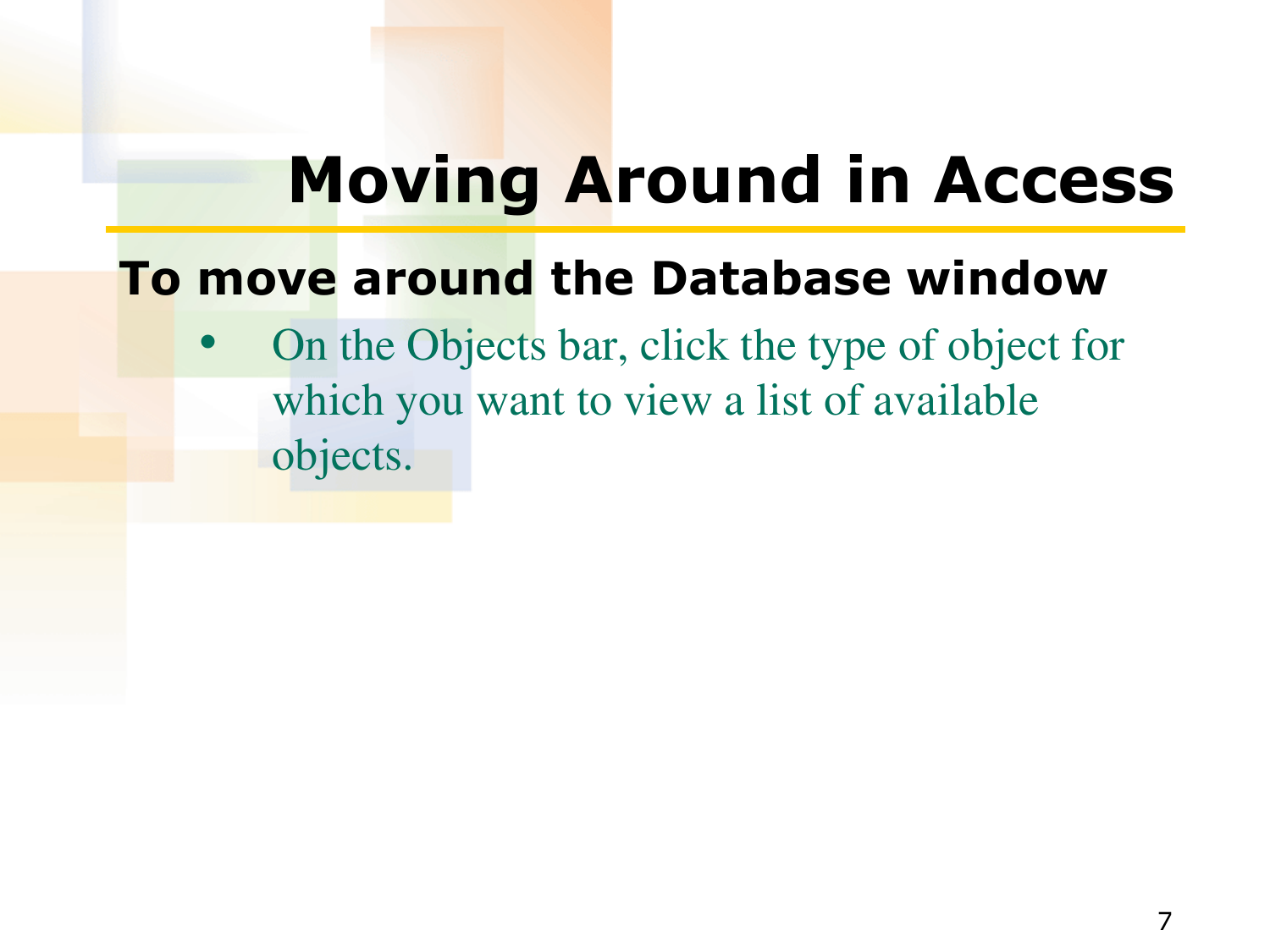# Moving Around in Access

**To move around the Database window**

- On the Objects bar, click the type of object for which you want to view a list of available objects.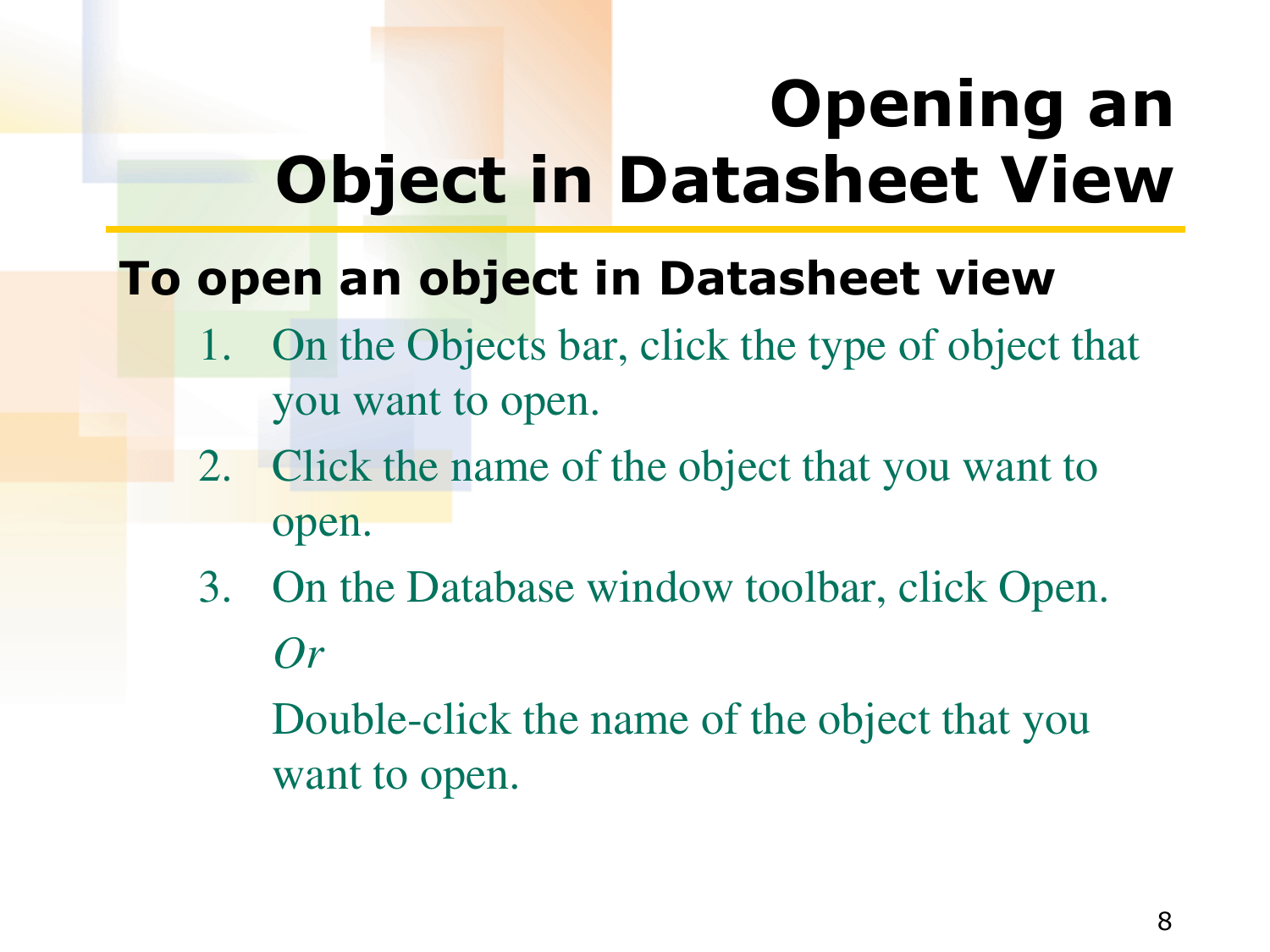# Opening an Object in Datasheet View

**To open an object in Datasheet view**

1. On the Objects bar, click the type of object that you want to open.
2. Click the name of the object that you want to open.
3. On the Database window toolbar, click Open.

   *Or*

   Double-click the name of the object that you want to open.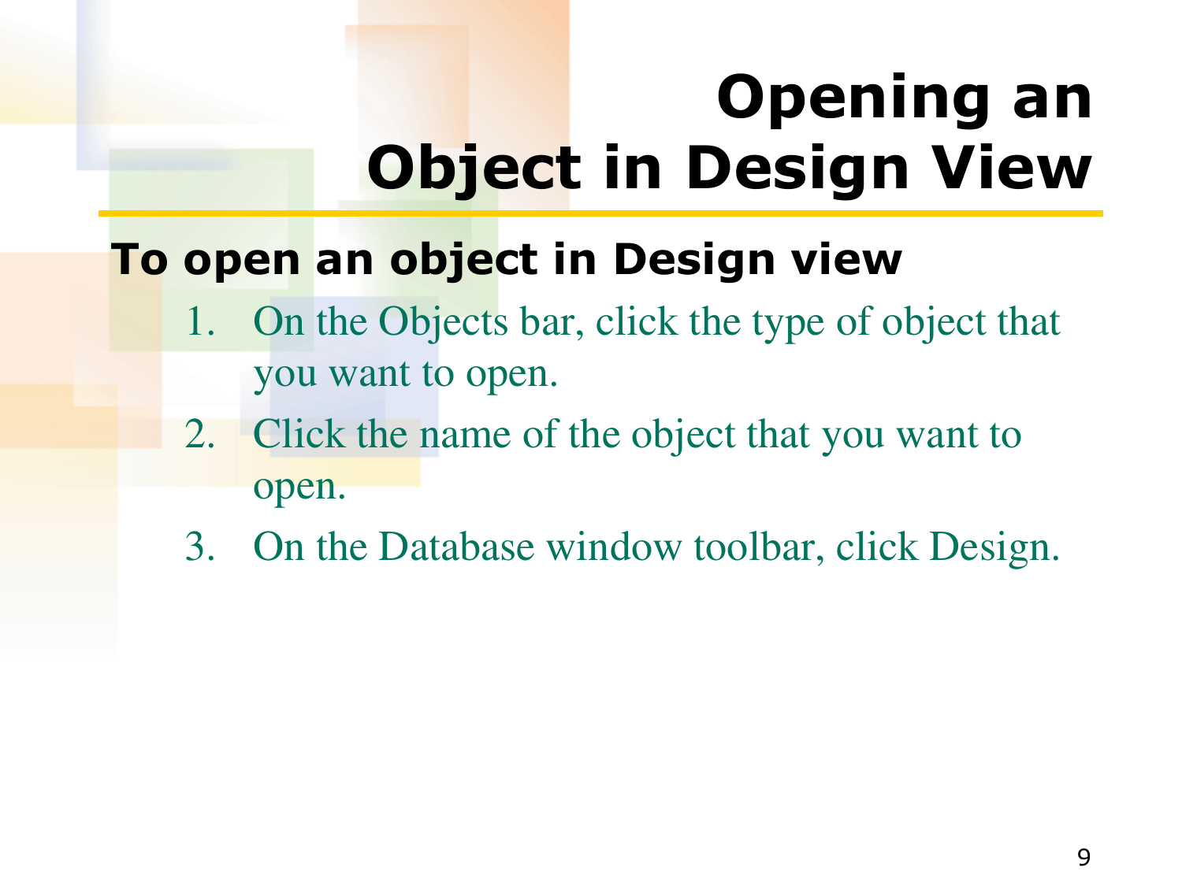# Opening an Object in Design View

**To open an object in Design view**

1. On the Objects bar, click the type of object that you want to open.
2. Click the name of the object that you want to open.
3. On the Database window toolbar, click Design.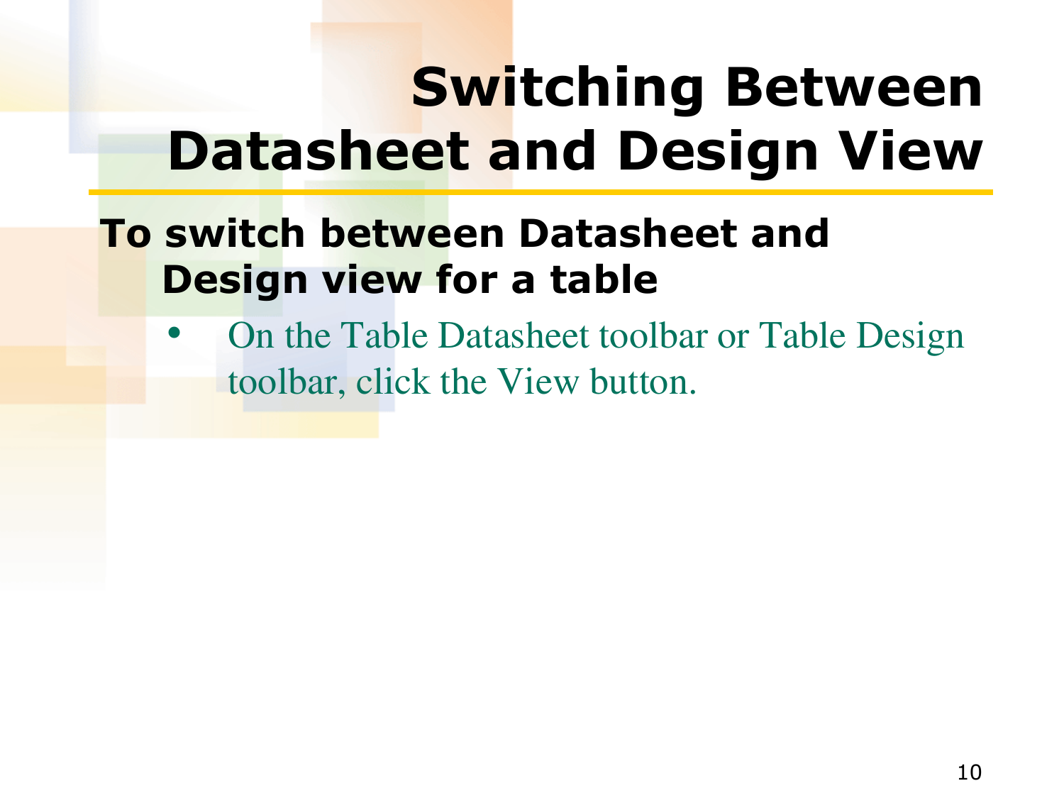# Switching Between Datasheet and Design View

**To switch between Datasheet and Design view for a table**

- On the Table Datasheet toolbar or Table Design toolbar, click the View button.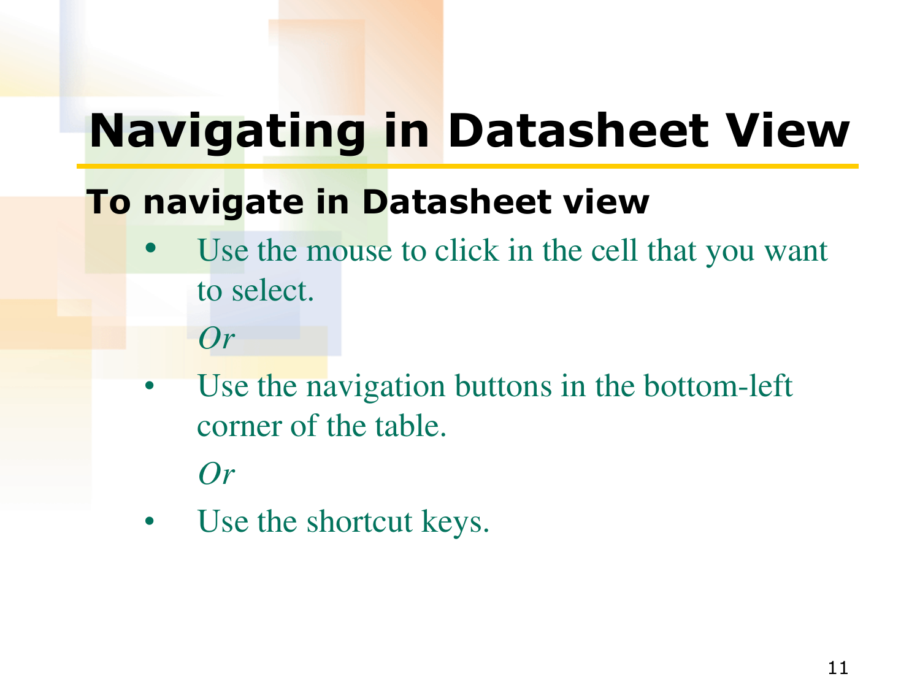# Navigating in Datasheet View

## To navigate in Datasheet view

- Use the mouse to click in the cell that you want to select.

  *Or*

- Use the navigation buttons in the bottom-left corner of the table.

  *Or*

- Use the shortcut keys.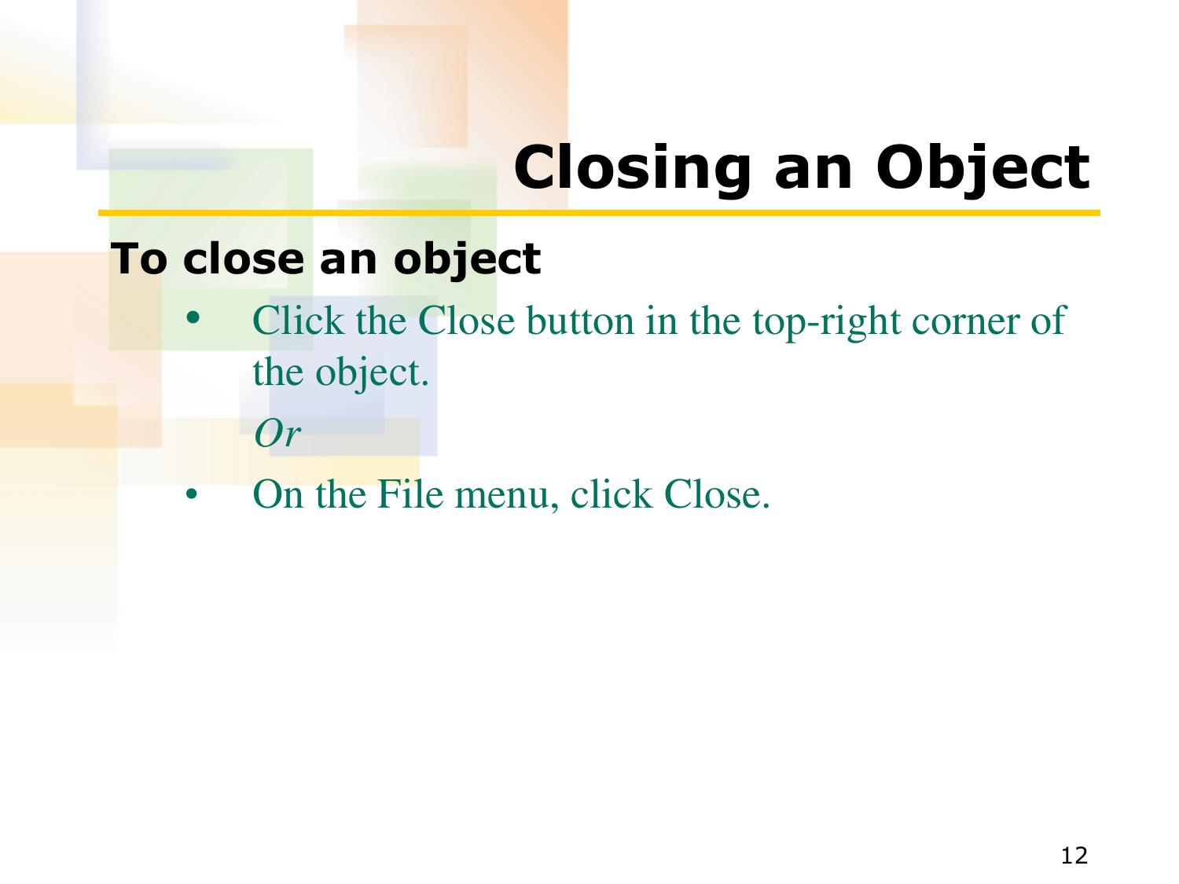# Closing an Object

**To close an object**

- Click the Close button in the top-right corner of the object.

  *Or*

- On the File menu, click Close.